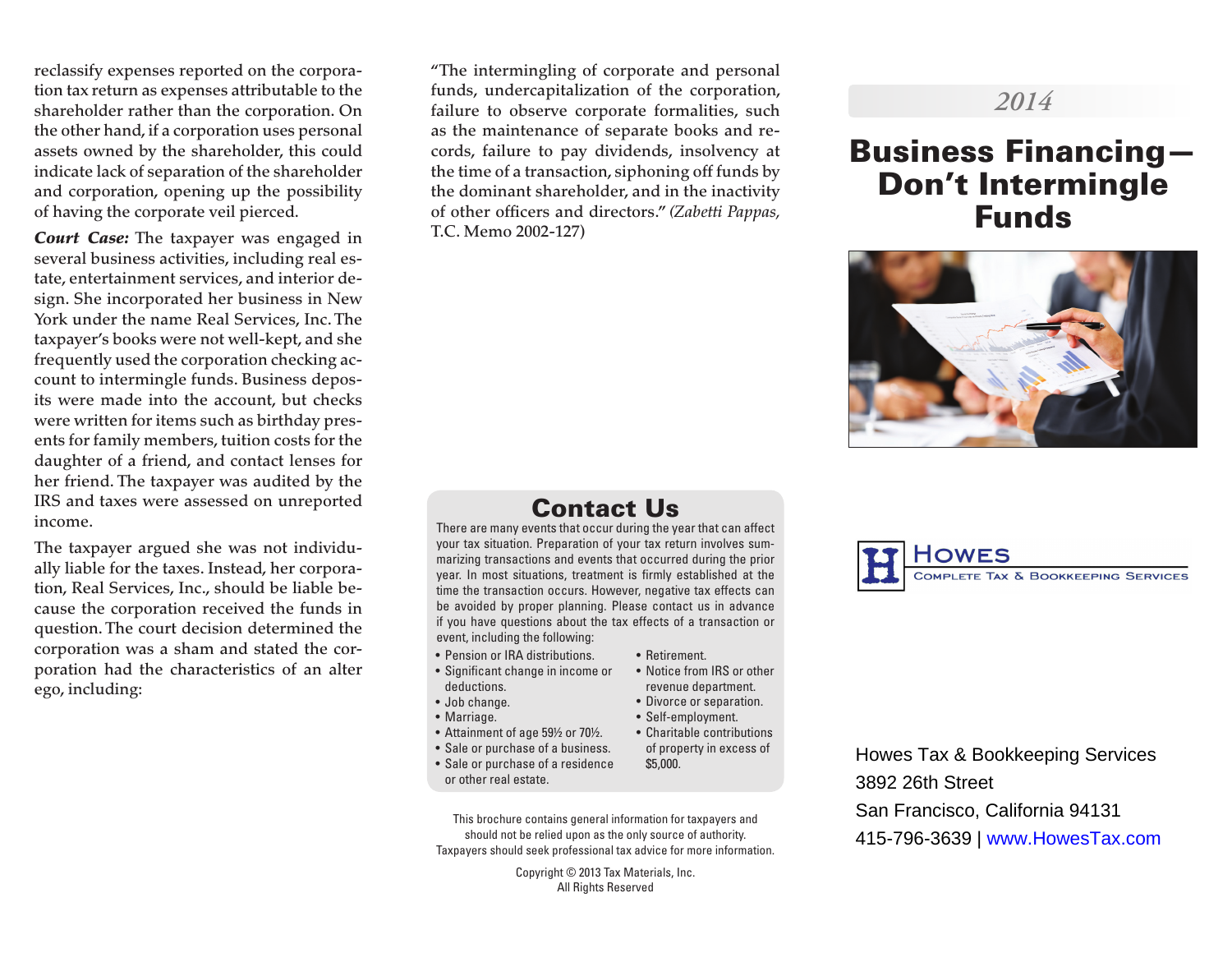reclassify expenses reported on the corporation tax return as expenses attributable to the shareholder rather than the corporation. On the other hand, if a corporation uses personal assets owned by the shareholder, this could indicate lack of separation of the shareholder and corporation, opening up the possibility of having the corporate veil pierced.

***Court Case:*** The taxpayer was engaged in several business activities, including real estate, entertainment services, and interior design. She incorporated her business in New York under the name Real Services, Inc. The taxpayer's books were not well-kept, and she frequently used the corporation checking account to intermingle funds. Business deposits were made into the account, but checks were written for items such as birthday presents for family members, tuition costs for the daughter of a friend, and contact lenses for her friend. The taxpayer was audited by the IRS and taxes were assessed on unreported income.

The taxpayer argued she was not individually liable for the taxes. Instead, her corporation, Real Services, Inc., should be liable because the corporation received the funds in question. The court decision determined the corporation was a sham and stated the corporation had the characteristics of an alter ego, including:

"The intermingling of corporate and personal funds, undercapitalization of the corporation, failure to observe corporate formalities, such as the maintenance of separate books and records, failure to pay dividends, insolvency at the time of a transaction, siphoning off funds by the dominant shareholder, and in the inactivity of other officers and directors." (*Zabetti Pappas,* T.C. Memo 2002-127)

## Contact Us

There are many events that occur during the year that can affect your tax situation. Preparation of your tax return involves summarizing transactions and events that occurred during the prior year. In most situations, treatment is firmly established at the time the transaction occurs. However, negative tax effects can be avoided by proper planning. Please contact us in advance if you have questions about the tax effects of a transaction or event, including the following:

- Pension or IRA distributions.
- Significant change in income or deductions.
- Job change.
- Marriage.
- Attainment of age 59½ or 70½.
- Sale or purchase of a business.
- Sale or purchase of a residence or other real estate.
- Retirement.
- Notice from IRS or other revenue department.
- Divorce or separation.
- Self-employment.
- Charitable contributions of property in excess of $5,000.

This brochure contains general information for taxpayers and should not be relied upon as the only source of authority. Taxpayers should seek professional tax advice for more information.

Copyright © 2013 Tax Materials, Inc.
All Rights Reserved

*2014*

# Business Financing—Don't Intermingle Funds

HOWES
COMPLETE TAX & BOOKKEEPING SERVICES

Howes Tax & Bookkeeping Services
3892 26th Street
San Francisco, California 94131
415-796-3639 | www.HowesTax.com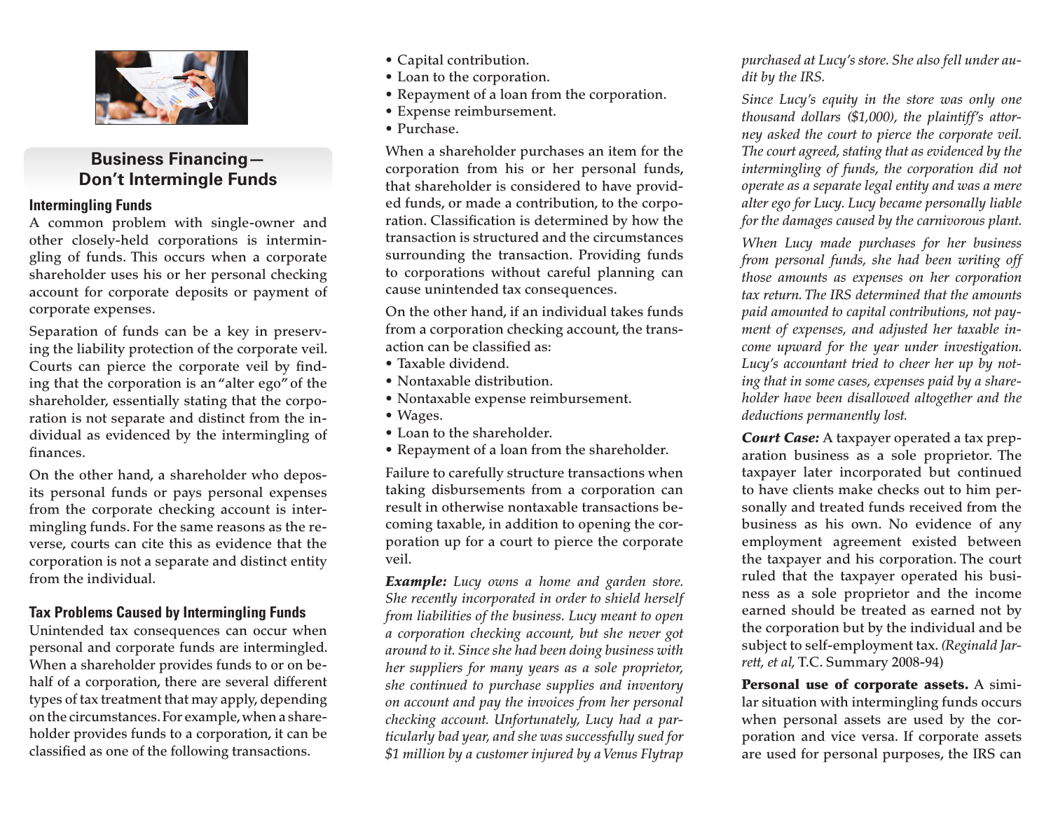## Business Financing—Don't Intermingle Funds

### Intermingling Funds

A common problem with single-owner and other closely-held corporations is intermingling of funds. This occurs when a corporate shareholder uses his or her personal checking account for corporate deposits or payment of corporate expenses.

Separation of funds can be a key in preserving the liability protection of the corporate veil. Courts can pierce the corporate veil by finding that the corporation is an "alter ego" of the shareholder, essentially stating that the corporation is not separate and distinct from the individual as evidenced by the intermingling of finances.

On the other hand, a shareholder who deposits personal funds or pays personal expenses from the corporate checking account is intermingling funds. For the same reasons as the reverse, courts can cite this as evidence that the corporation is not a separate and distinct entity from the individual.

### Tax Problems Caused by Intermingling Funds

Unintended tax consequences can occur when personal and corporate funds are intermingled. When a shareholder provides funds to or on behalf of a corporation, there are several different types of tax treatment that may apply, depending on the circumstances. For example, when a shareholder provides funds to a corporation, it can be classified as one of the following transactions.

- Capital contribution.
- Loan to the corporation.
- Repayment of a loan from the corporation.
- Expense reimbursement.
- Purchase.

When a shareholder purchases an item for the corporation from his or her personal funds, that shareholder is considered to have provided funds, or made a contribution, to the corporation. Classification is determined by how the transaction is structured and the circumstances surrounding the transaction. Providing funds to corporations without careful planning can cause unintended tax consequences.

On the other hand, if an individual takes funds from a corporation checking account, the transaction can be classified as:

- Taxable dividend.
- Nontaxable distribution.
- Nontaxable expense reimbursement.
- Wages.
- Loan to the shareholder.
- Repayment of a loan from the shareholder.

Failure to carefully structure transactions when taking disbursements from a corporation can result in otherwise nontaxable transactions becoming taxable, in addition to opening the corporation up for a court to pierce the corporate veil.

***Example:*** *Lucy owns a home and garden store. She recently incorporated in order to shield herself from liabilities of the business. Lucy meant to open a corporation checking account, but she never got around to it. Since she had been doing business with her suppliers for many years as a sole proprietor, she continued to purchase supplies and inventory on account and pay the invoices from her personal checking account. Unfortunately, Lucy had a particularly bad year, and she was successfully sued for $1 million by a customer injured by a Venus Flytrap purchased at Lucy's store. She also fell under audit by the IRS.*

*Since Lucy's equity in the store was only one thousand dollars ($1,000), the plaintiff's attorney asked the court to pierce the corporate veil. The court agreed, stating that as evidenced by the intermingling of funds, the corporation did not operate as a separate legal entity and was a mere alter ego for Lucy. Lucy became personally liable for the damages caused by the carnivorous plant.*

*When Lucy made purchases for her business from personal funds, she had been writing off those amounts as expenses on her corporation tax return. The IRS determined that the amounts paid amounted to capital contributions, not payment of expenses, and adjusted her taxable income upward for the year under investigation. Lucy's accountant tried to cheer her up by noting that in some cases, expenses paid by a shareholder have been disallowed altogether and the deductions permanently lost.*

***Court Case:*** A taxpayer operated a tax preparation business as a sole proprietor. The taxpayer later incorporated but continued to have clients make checks out to him personally and treated funds received from the business as his own. No evidence of any employment agreement existed between the taxpayer and his corporation. The court ruled that the taxpayer operated his business as a sole proprietor and the income earned should be treated as earned not by the corporation but by the individual and be subject to self-employment tax. *(Reginald Jarrett, et al,* T.C. Summary 2008-94)

**Personal use of corporate assets.** A similar situation with intermingling funds occurs when personal assets are used by the corporation and vice versa. If corporate assets are used for personal purposes, the IRS can